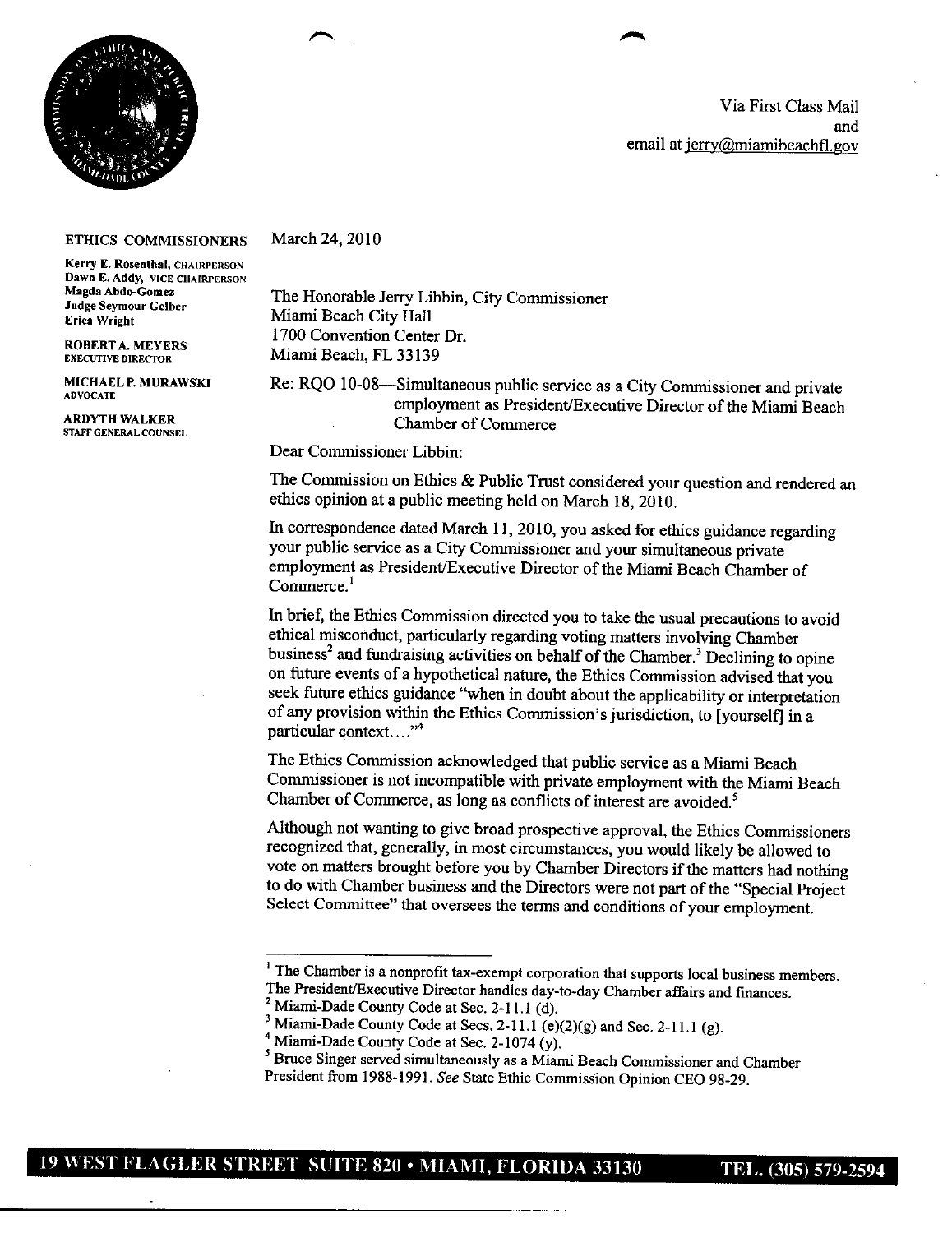Via First Class Mail
and
email at jerry@miamibeachfl.gov

**ETHICS COMMISSIONERS**

Kerry E. Rosenthal, CHAIRPERSON
Dawn E. Addy, VICE CHAIRPERSON
Magda Abdo-Gomez
Judge Seymour Gelber
Erica Wright

ROBERT A. MEYERS
EXECUTIVE DIRECTOR

MICHAEL P. MURAWSKI
ADVOCATE

ARDYTH WALKER
STAFF GENERAL COUNSEL

March 24, 2010

The Honorable Jerry Libbin, City Commissioner
Miami Beach City Hall
1700 Convention Center Dr.
Miami Beach, FL 33139

Re: RQO 10-08—Simultaneous public service as a City Commissioner and private employment as President/Executive Director of the Miami Beach Chamber of Commerce

Dear Commissioner Libbin:

The Commission on Ethics & Public Trust considered your question and rendered an ethics opinion at a public meeting held on March 18, 2010.

In correspondence dated March 11, 2010, you asked for ethics guidance regarding your public service as a City Commissioner and your simultaneous private employment as President/Executive Director of the Miami Beach Chamber of Commerce.[1]

In brief, the Ethics Commission directed you to take the usual precautions to avoid ethical misconduct, particularly regarding voting matters involving Chamber business[2] and fundraising activities on behalf of the Chamber.[3] Declining to opine on future events of a hypothetical nature, the Ethics Commission advised that you seek future ethics guidance "when in doubt about the applicability or interpretation of any provision within the Ethics Commission's jurisdiction, to [yourself] in a particular context…."[4]

The Ethics Commission acknowledged that public service as a Miami Beach Commissioner is not incompatible with private employment with the Miami Beach Chamber of Commerce, as long as conflicts of interest are avoided.[5]

Although not wanting to give broad prospective approval, the Ethics Commissioners recognized that, generally, in most circumstances, you would likely be allowed to vote on matters brought before you by Chamber Directors if the matters had nothing to do with Chamber business and the Directors were not part of the "Special Project Select Committee" that oversees the terms and conditions of your employment.

---

[1] The Chamber is a nonprofit tax-exempt corporation that supports local business members. The President/Executive Director handles day-to-day Chamber affairs and finances.
[2] Miami-Dade County Code at Sec. 2-11.1 (d).
[3] Miami-Dade County Code at Secs. 2-11.1 (e)(2)(g) and Sec. 2-11.1 (g).
[4] Miami-Dade County Code at Sec. 2-1074 (y).
[5] Bruce Singer served simultaneously as a Miami Beach Commissioner and Chamber President from 1988-1991. *See* State Ethic Commission Opinion CEO 98-29.

19 WEST FLAGLER STREET SUITE 820 • MIAMI, FLORIDA 33130 TEL. (305) 579-2594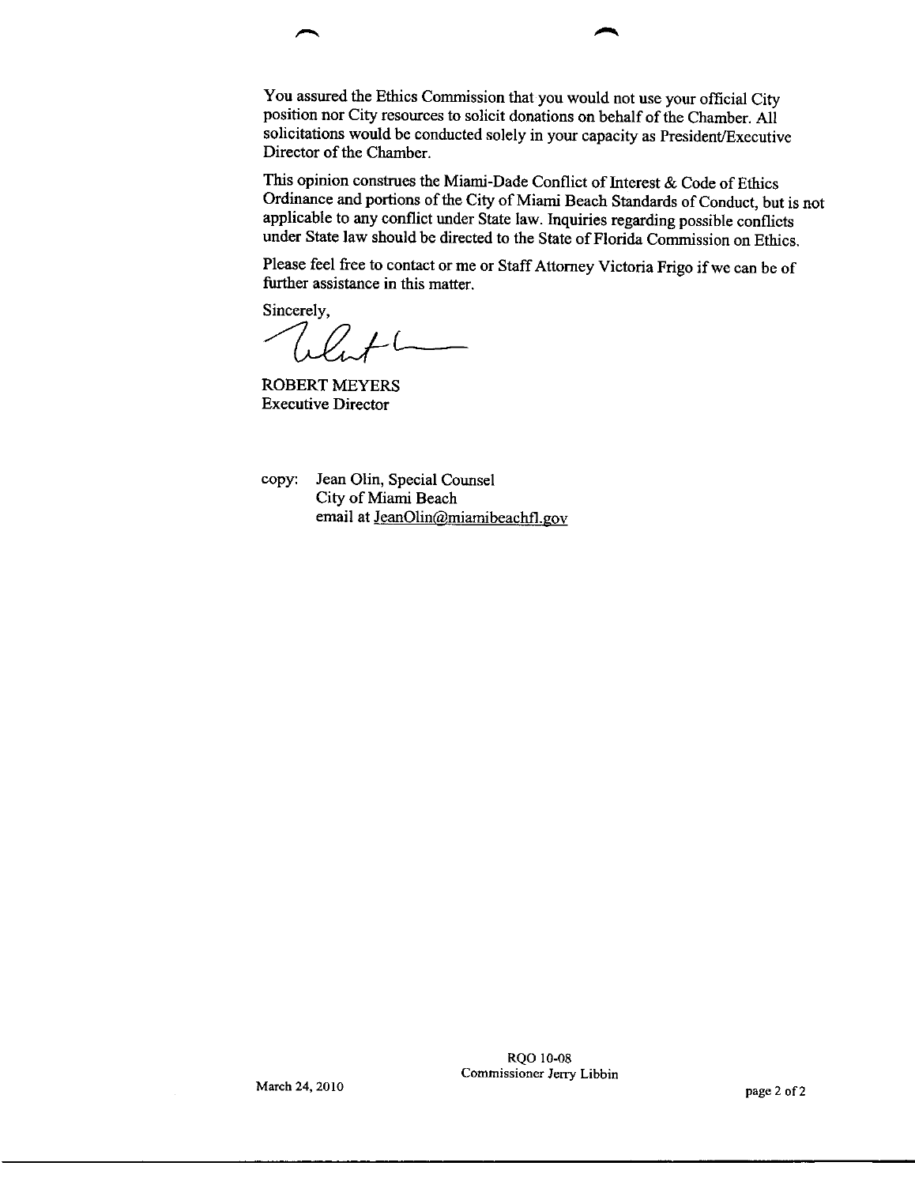You assured the Ethics Commission that you would not use your official City position nor City resources to solicit donations on behalf of the Chamber. All solicitations would be conducted solely in your capacity as President/Executive Director of the Chamber.

This opinion construes the Miami-Dade Conflict of Interest & Code of Ethics Ordinance and portions of the City of Miami Beach Standards of Conduct, but is not applicable to any conflict under State law. Inquiries regarding possible conflicts under State law should be directed to the State of Florida Commission on Ethics.

Please feel free to contact or me or Staff Attorney Victoria Frigo if we can be of further assistance in this matter.

Sincerely,

ROBERT MEYERS
Executive Director

copy: Jean Olin, Special Counsel
City of Miami Beach
email at JeanOlin@miamibeachfl.gov

March 24, 2010

RQO 10-08
Commissioner Jerry Libbin